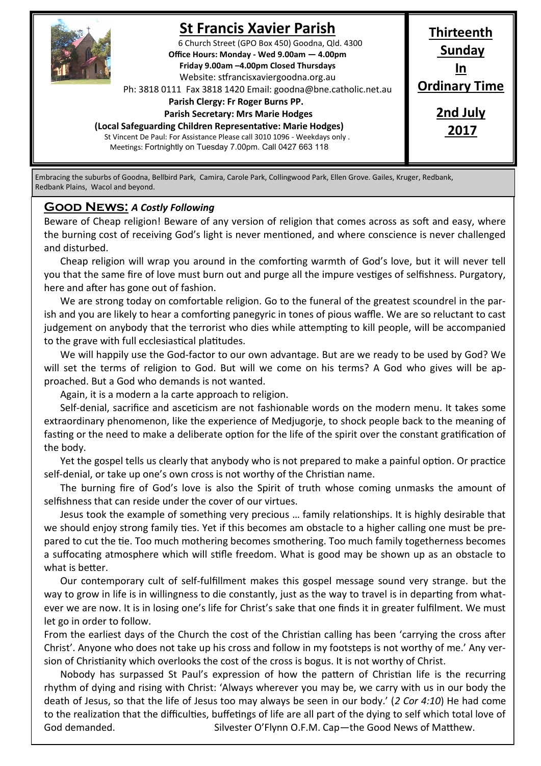# St Francis Xavier Parish

6 Church Street (GPO Box 450) Goodna, Qld. 4300

**Office Hours: Monday - Wed 9.00am — 4.00pm**
**Friday 9.00am –4.00pm Closed Thursdays**

Website: stfrancisxaviergoodna.org.au

Ph: 3818 0111 Fax 3818 1420 Email: goodna@bne.catholic.net.au

**Parish Clergy: Fr Roger Burns PP.**
**Parish Secretary: Mrs Marie Hodges**
**(Local Safeguarding Children Representative: Marie Hodges)**

St Vincent De Paul: For Assistance Please call 3010 1096 - Weekdays only .
Meetings: Fortnightly on Tuesday 7.00pm. Call 0427 663 118

**Thirteenth Sunday In Ordinary Time**

**2nd July 2017**

Embracing the suburbs of Goodna, Bellbird Park, Camira, Carole Park, Collingwood Park, Ellen Grove. Gailes, Kruger, Redbank, Redbank Plains, Wacol and beyond.

## Good News: *A Costly Following*

Beware of Cheap religion! Beware of any version of religion that comes across as soft and easy, where the burning cost of receiving God's light is never mentioned, and where conscience is never challenged and disturbed.

Cheap religion will wrap you around in the comforting warmth of God's love, but it will never tell you that the same fire of love must burn out and purge all the impure vestiges of selfishness. Purgatory, here and after has gone out of fashion.

We are strong today on comfortable religion. Go to the funeral of the greatest scoundrel in the parish and you are likely to hear a comforting panegyric in tones of pious waffle. We are so reluctant to cast judgement on anybody that the terrorist who dies while attempting to kill people, will be accompanied to the grave with full ecclesiastical platitudes.

We will happily use the God-factor to our own advantage. But are we ready to be used by God? We will set the terms of religion to God. But will we come on his terms? A God who gives will be approached. But a God who demands is not wanted.

Again, it is a modern a la carte approach to religion.

Self-denial, sacrifice and asceticism are not fashionable words on the modern menu. It takes some extraordinary phenomenon, like the experience of Medjugorje, to shock people back to the meaning of fasting or the need to make a deliberate option for the life of the spirit over the constant gratification of the body.

Yet the gospel tells us clearly that anybody who is not prepared to make a painful option. Or practice self-denial, or take up one's own cross is not worthy of the Christian name.

The burning fire of God's love is also the Spirit of truth whose coming unmasks the amount of selfishness that can reside under the cover of our virtues.

Jesus took the example of something very precious … family relationships. It is highly desirable that we should enjoy strong family ties. Yet if this becomes am obstacle to a higher calling one must be prepared to cut the tie. Too much mothering becomes smothering. Too much family togetherness becomes a suffocating atmosphere which will stifle freedom. What is good may be shown up as an obstacle to what is better.

Our contemporary cult of self-fulfillment makes this gospel message sound very strange. but the way to grow in life is in willingness to die constantly, just as the way to travel is in departing from whatever we are now. It is in losing one's life for Christ's sake that one finds it in greater fulfilment. We must let go in order to follow.

From the earliest days of the Church the cost of the Christian calling has been 'carrying the cross after Christ'. Anyone who does not take up his cross and follow in my footsteps is not worthy of me.' Any version of Christianity which overlooks the cost of the cross is bogus. It is not worthy of Christ.

Nobody has surpassed St Paul's expression of how the pattern of Christian life is the recurring rhythm of dying and rising with Christ: 'Always wherever you may be, we carry with us in our body the death of Jesus, so that the life of Jesus too may always be seen in our body.' (*2 Cor 4:10*) He had come to the realization that the difficulties, buffetings of life are all part of the dying to self which total love of God demanded. Silvester O'Flynn O.F.M. Cap—the Good News of Matthew.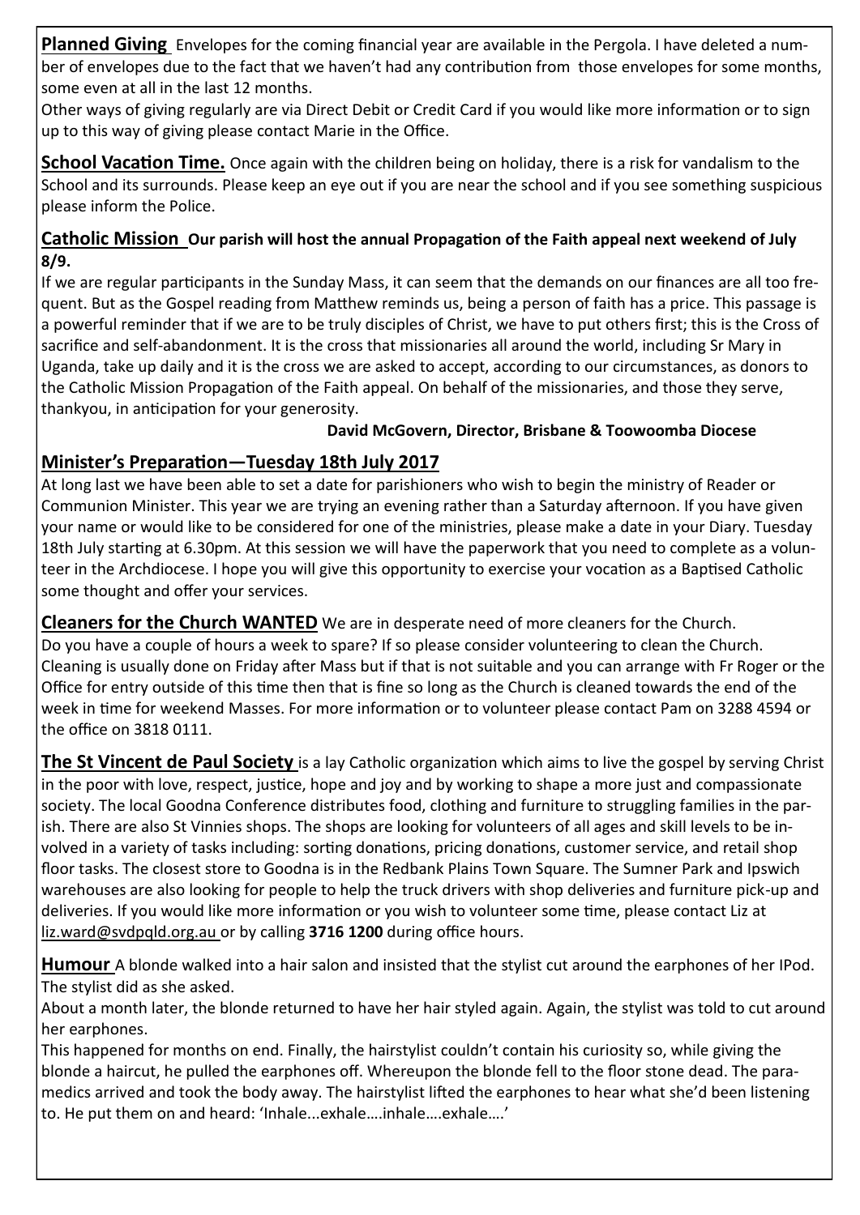**Planned Giving** Envelopes for the coming financial year are available in the Pergola. I have deleted a number of envelopes due to the fact that we haven't had any contribution from those envelopes for some months, some even at all in the last 12 months.

Other ways of giving regularly are via Direct Debit or Credit Card if you would like more information or to sign up to this way of giving please contact Marie in the Office.

**School Vacation Time.** Once again with the children being on holiday, there is a risk for vandalism to the School and its surrounds. Please keep an eye out if you are near the school and if you see something suspicious please inform the Police.

**Catholic Mission Our parish will host the annual Propagation of the Faith appeal next weekend of July 8/9.**

If we are regular participants in the Sunday Mass, it can seem that the demands on our finances are all too frequent. But as the Gospel reading from Matthew reminds us, being a person of faith has a price. This passage is a powerful reminder that if we are to be truly disciples of Christ, we have to put others first; this is the Cross of sacrifice and self-abandonment. It is the cross that missionaries all around the world, including Sr Mary in Uganda, take up daily and it is the cross we are asked to accept, according to our circumstances, as donors to the Catholic Mission Propagation of the Faith appeal. On behalf of the missionaries, and those they serve, thankyou, in anticipation for your generosity.

**David McGovern, Director, Brisbane & Toowoomba Diocese**

## Minister's Preparation—Tuesday 18th July 2017

At long last we have been able to set a date for parishioners who wish to begin the ministry of Reader or Communion Minister. This year we are trying an evening rather than a Saturday afternoon. If you have given your name or would like to be considered for one of the ministries, please make a date in your Diary. Tuesday 18th July starting at 6.30pm. At this session we will have the paperwork that you need to complete as a volunteer in the Archdiocese. I hope you will give this opportunity to exercise your vocation as a Baptised Catholic some thought and offer your services.

**Cleaners for the Church WANTED** We are in desperate need of more cleaners for the Church.
Do you have a couple of hours a week to spare? If so please consider volunteering to clean the Church. Cleaning is usually done on Friday after Mass but if that is not suitable and you can arrange with Fr Roger or the Office for entry outside of this time then that is fine so long as the Church is cleaned towards the end of the week in time for weekend Masses. For more information or to volunteer please contact Pam on 3288 4594 or the office on 3818 0111.

**The St Vincent de Paul Society** is a lay Catholic organization which aims to live the gospel by serving Christ in the poor with love, respect, justice, hope and joy and by working to shape a more just and compassionate society. The local Goodna Conference distributes food, clothing and furniture to struggling families in the parish. There are also St Vinnies shops. The shops are looking for volunteers of all ages and skill levels to be involved in a variety of tasks including: sorting donations, pricing donations, customer service, and retail shop floor tasks. The closest store to Goodna is in the Redbank Plains Town Square. The Sumner Park and Ipswich warehouses are also looking for people to help the truck drivers with shop deliveries and furniture pick-up and deliveries. If you would like more information or you wish to volunteer some time, please contact Liz at liz.ward@svdpqld.org.au or by calling **3716 1200** during office hours.

**Humour** A blonde walked into a hair salon and insisted that the stylist cut around the earphones of her IPod. The stylist did as she asked.

About a month later, the blonde returned to have her hair styled again. Again, the stylist was told to cut around her earphones.

This happened for months on end. Finally, the hairstylist couldn't contain his curiosity so, while giving the blonde a haircut, he pulled the earphones off. Whereupon the blonde fell to the floor stone dead. The paramedics arrived and took the body away. The hairstylist lifted the earphones to hear what she'd been listening to. He put them on and heard: 'Inhale...exhale….inhale….exhale….'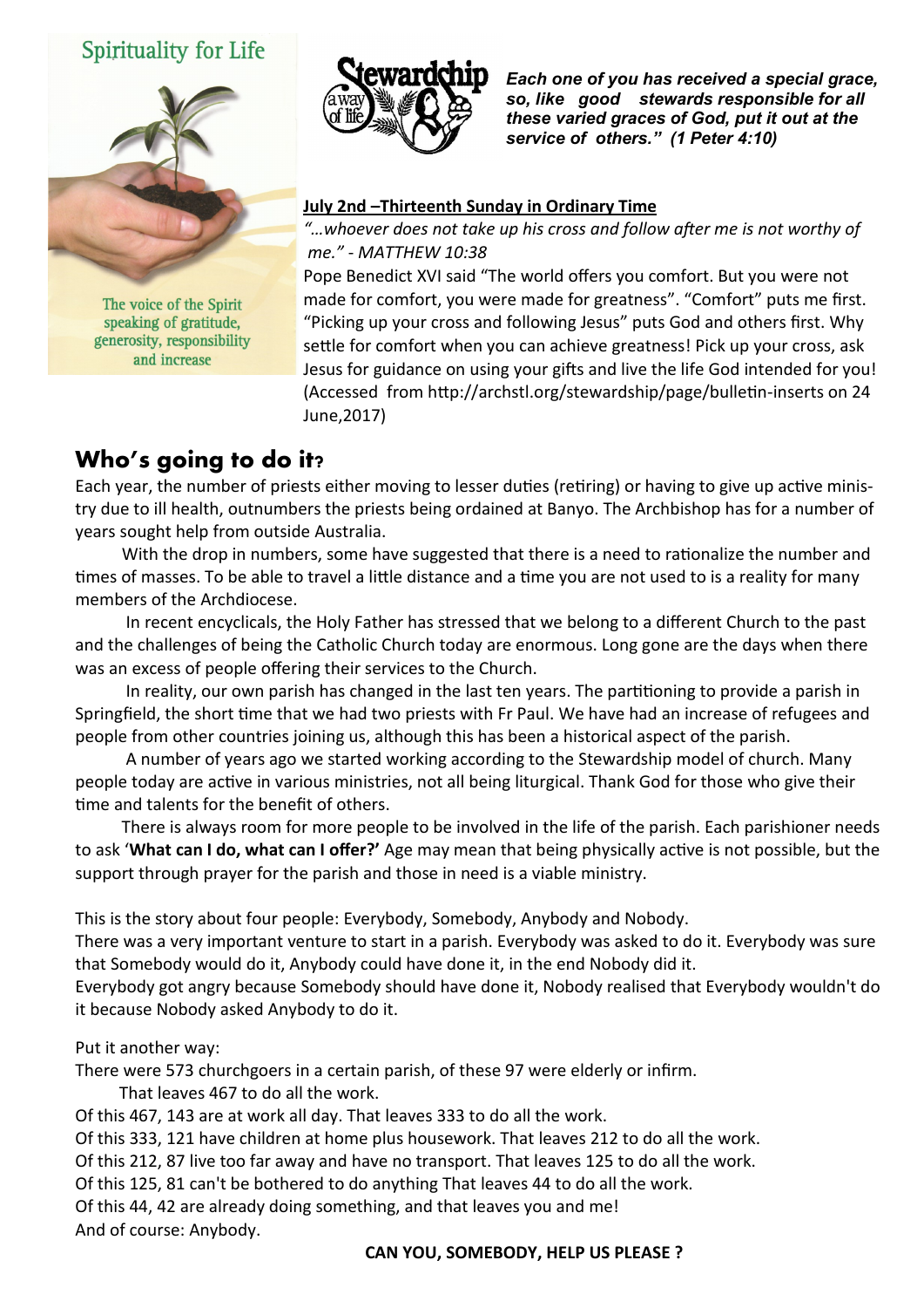## Spirituality for Life

The voice of the Spirit speaking of gratitude, generosity, responsibility and increase

Stewardship a way of life

***Each one of you has received a special grace, so, like good stewards responsible for all these varied graces of God, put it out at the service of others." (1 Peter 4:10)***

**July 2nd –Thirteenth Sunday in Ordinary Time**

*"…whoever does not take up his cross and follow after me is not worthy of me." - MATTHEW 10:38*

Pope Benedict XVI said "The world offers you comfort. But you were not made for comfort, you were made for greatness". "Comfort" puts me first. "Picking up your cross and following Jesus" puts God and others first. Why settle for comfort when you can achieve greatness! Pick up your cross, ask Jesus for guidance on using your gifts and live the life God intended for you! (Accessed from http://archstl.org/stewardship/page/bulletin-inserts on 24 June,2017)

## Who's going to do it?

Each year, the number of priests either moving to lesser duties (retiring) or having to give up active ministry due to ill health, outnumbers the priests being ordained at Banyo. The Archbishop has for a number of years sought help from outside Australia.

With the drop in numbers, some have suggested that there is a need to rationalize the number and times of masses. To be able to travel a little distance and a time you are not used to is a reality for many members of the Archdiocese.

In recent encyclicals, the Holy Father has stressed that we belong to a different Church to the past and the challenges of being the Catholic Church today are enormous. Long gone are the days when there was an excess of people offering their services to the Church.

In reality, our own parish has changed in the last ten years. The partitioning to provide a parish in Springfield, the short time that we had two priests with Fr Paul. We have had an increase of refugees and people from other countries joining us, although this has been a historical aspect of the parish.

A number of years ago we started working according to the Stewardship model of church. Many people today are active in various ministries, not all being liturgical. Thank God for those who give their time and talents for the benefit of others.

There is always room for more people to be involved in the life of the parish. Each parishioner needs to ask '**What can I do, what can I offer?'** Age may mean that being physically active is not possible, but the support through prayer for the parish and those in need is a viable ministry.

This is the story about four people: Everybody, Somebody, Anybody and Nobody.
There was a very important venture to start in a parish. Everybody was asked to do it. Everybody was sure that Somebody would do it, Anybody could have done it, in the end Nobody did it.
Everybody got angry because Somebody should have done it, Nobody realised that Everybody wouldn't do it because Nobody asked Anybody to do it.

Put it another way:
There were 573 churchgoers in a certain parish, of these 97 were elderly or infirm.
That leaves 467 to do all the work.
Of this 467, 143 are at work all day. That leaves 333 to do all the work.
Of this 333, 121 have children at home plus housework. That leaves 212 to do all the work.
Of this 212, 87 live too far away and have no transport. That leaves 125 to do all the work.
Of this 125, 81 can't be bothered to do anything That leaves 44 to do all the work.
Of this 44, 42 are already doing something, and that leaves you and me!
And of course: Anybody.

**CAN YOU, SOMEBODY, HELP US PLEASE ?**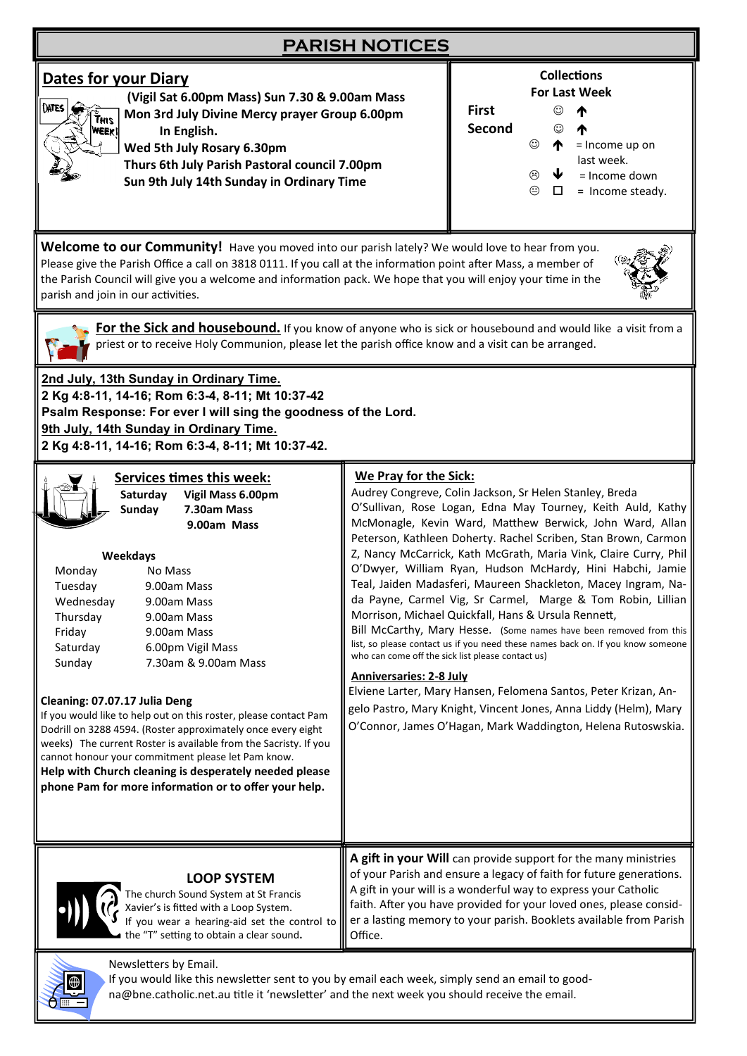# PARISH NOTICES

## Dates for your Diary

**(Vigil Sat 6.00pm Mass) Sun 7.30 & 9.00am Mass**
**Mon 3rd July Divine Mercy prayer Group 6.00pm In English.**
**Wed 5th July Rosary 6.30pm**
**Thurs 6th July Parish Pastoral council 7.00pm**
**Sun 9th July 14th Sunday in Ordinary Time**

## Collections For Last Week

| | | |
|---|---|---|
| **First** | ☺ | ↑ |
| **Second** | ☺ | ↑ |

☺ ↑ = Income up on last week.
☹ ↓ = Income down
😐 ☐ = Income steady.

**Welcome to our Community!** Have you moved into our parish lately? We would love to hear from you. Please give the Parish Office a call on 3818 0111. If you call at the information point after Mass, a member of the Parish Council will give you a welcome and information pack. We hope that you will enjoy your time in the parish and join in our activities.

**For the Sick and housebound.** If you know of anyone who is sick or housebound and would like a visit from a priest or to receive Holy Communion, please let the parish office know and a visit can be arranged.

**2nd July, 13th Sunday in Ordinary Time.**
**2 Kg 4:8-11, 14-16; Rom 6:3-4, 8-11; Mt 10:37-42**
**Psalm Response: For ever I will sing the goodness of the Lord.**
**9th July, 14th Sunday in Ordinary Time.**
**2 Kg 4:8-11, 14-16; Rom 6:3-4, 8-11; Mt 10:37-42.**

## Services times this week:

**Saturday** **Vigil Mass 6.00pm**
**Sunday** **7.30am Mass**
**9.00am Mass**

**Weekdays**

| | |
|---|---|
| Monday | No Mass |
| Tuesday | 9.00am Mass |
| Wednesday | 9.00am Mass |
| Thursday | 9.00am Mass |
| Friday | 9.00am Mass |
| Saturday | 6.00pm Vigil Mass |
| Sunday | 7.30am & 9.00am Mass |

**Cleaning: 07.07.17 Julia Deng**

If you would like to help out on this roster, please contact Pam Dodrill on 3288 4594. (Roster approximately once every eight weeks) The current Roster is available from the Sacristy. If you cannot honour your commitment please let Pam know.
**Help with Church cleaning is desperately needed please phone Pam for more information or to offer your help.**

## We Pray for the Sick:

Audrey Congreve, Colin Jackson, Sr Helen Stanley, Breda O'Sullivan, Rose Logan, Edna May Tourney, Keith Auld, Kathy McMonagle, Kevin Ward, Matthew Berwick, John Ward, Allan Peterson, Kathleen Doherty. Rachel Scriben, Stan Brown, Carmon Z, Nancy McCarrick, Kath McGrath, Maria Vink, Claire Curry, Phil O'Dwyer, William Ryan, Hudson McHardy, Hini Habchi, Jamie Teal, Jaiden Madasferi, Maureen Shackleton, Macey Ingram, Nada Payne, Carmel Vig, Sr Carmel, Marge & Tom Robin, Lillian Morrison, Michael Quickfall, Hans & Ursula Rennett,
Bill McCarthy, Mary Hesse. (Some names have been removed from this list, so please contact us if you need these names back on. If you know someone who can come off the sick list please contact us)

**Anniversaries: 2-8 July**

Elviene Larter, Mary Hansen, Felomena Santos, Peter Krizan, Angelo Pastro, Mary Knight, Vincent Jones, Anna Liddy (Helm), Mary O'Connor, James O'Hagan, Mark Waddington, Helena Rutoswskia.

## LOOP SYSTEM

The church Sound System at St Francis Xavier's is fitted with a Loop System.
If you wear a hearing-aid set the control to the "T" setting to obtain a clear sound.

**A gift in your Will** can provide support for the many ministries of your Parish and ensure a legacy of faith for future generations. A gift in your will is a wonderful way to express your Catholic faith. After you have provided for your loved ones, please consider a lasting memory to your parish. Booklets available from Parish Office.

Newsletters by Email.
If you would like this newsletter sent to you by email each week, simply send an email to goodna@bne.catholic.net.au title it 'newsletter' and the next week you should receive the email.